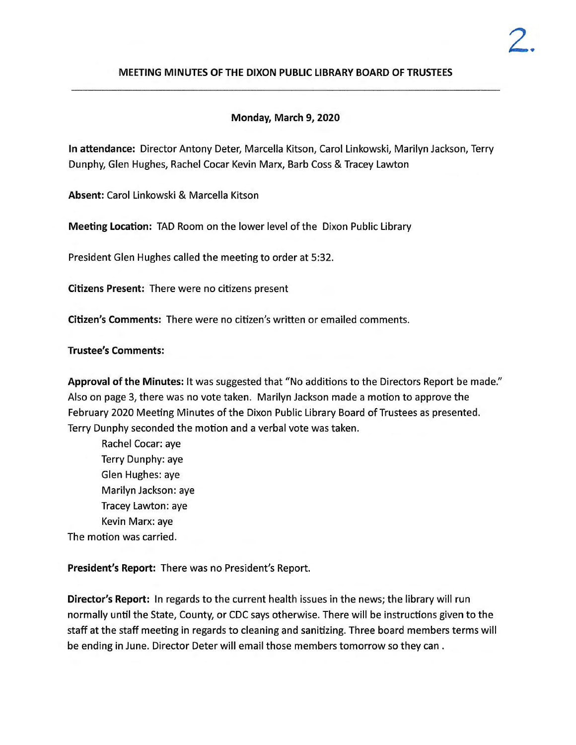2.

# MEETING MINUTES OF THE DIXON PUBLIC LIBRARY BOARD OF TRUSTEES

---

**Monday, March 9, 2020**

**In attendance:** Director Antony Deter, Marcella Kitson, Carol Linkowski, Marilyn Jackson, Terry Dunphy, Glen Hughes, Rachel Cocar Kevin Marx, Barb Coss & Tracey Lawton

**Absent:** Carol Linkowski & Marcella Kitson

**Meeting Location:** TAD Room on the lower level of the Dixon Public Library

President Glen Hughes called the meeting to order at 5:32.

**Citizens Present:** There were no citizens present

**Citizen's Comments:** There were no citizen's written or emailed comments.

**Trustee's Comments:**

**Approval of the Minutes:** It was suggested that "No additions to the Directors Report be made." Also on page 3, there was no vote taken. Marilyn Jackson made a motion to approve the February 2020 Meeting Minutes of the Dixon Public Library Board of Trustees as presented. Terry Dunphy seconded the motion and a verbal vote was taken.

Rachel Cocar: aye
Terry Dunphy: aye
Glen Hughes: aye
Marilyn Jackson: aye
Tracey Lawton: aye
Kevin Marx: aye

The motion was carried.

**President's Report:** There was no President's Report.

**Director's Report:** In regards to the current health issues in the news; the library will run normally until the State, County, or CDC says otherwise. There will be instructions given to the staff at the staff meeting in regards to cleaning and sanitizing. Three board members terms will be ending in June. Director Deter will email those members tomorrow so they can .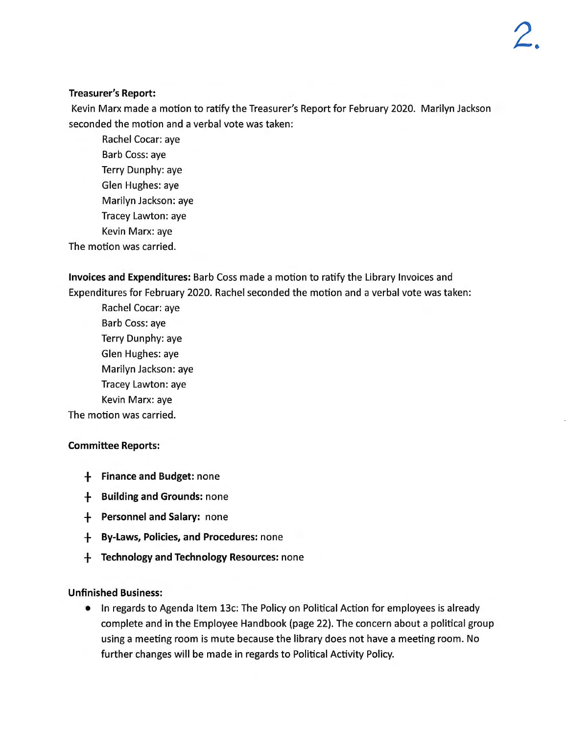**Treasurer's Report:**

Kevin Marx made a motion to ratify the Treasurer's Report for February 2020. Marilyn Jackson seconded the motion and a verbal vote was taken:

Rachel Cocar: aye
Barb Coss: aye
Terry Dunphy: aye
Glen Hughes: aye
Marilyn Jackson: aye
Tracey Lawton: aye
Kevin Marx: aye

The motion was carried.

**Invoices and Expenditures:** Barb Coss made a motion to ratify the Library Invoices and Expenditures for February 2020. Rachel seconded the motion and a verbal vote was taken:

Rachel Cocar: aye
Barb Coss: aye
Terry Dunphy: aye
Glen Hughes: aye
Marilyn Jackson: aye
Tracey Lawton: aye
Kevin Marx: aye

The motion was carried.

**Committee Reports:**

- **Finance and Budget:** none
- **Building and Grounds:** none
- **Personnel and Salary:** none
- **By-Laws, Policies, and Procedures:** none
- **Technology and Technology Resources:** none

**Unfinished Business:**

- In regards to Agenda Item 13c: The Policy on Political Action for employees is already complete and in the Employee Handbook (page 22). The concern about a political group using a meeting room is mute because the library does not have a meeting room. No further changes will be made in regards to Political Activity Policy.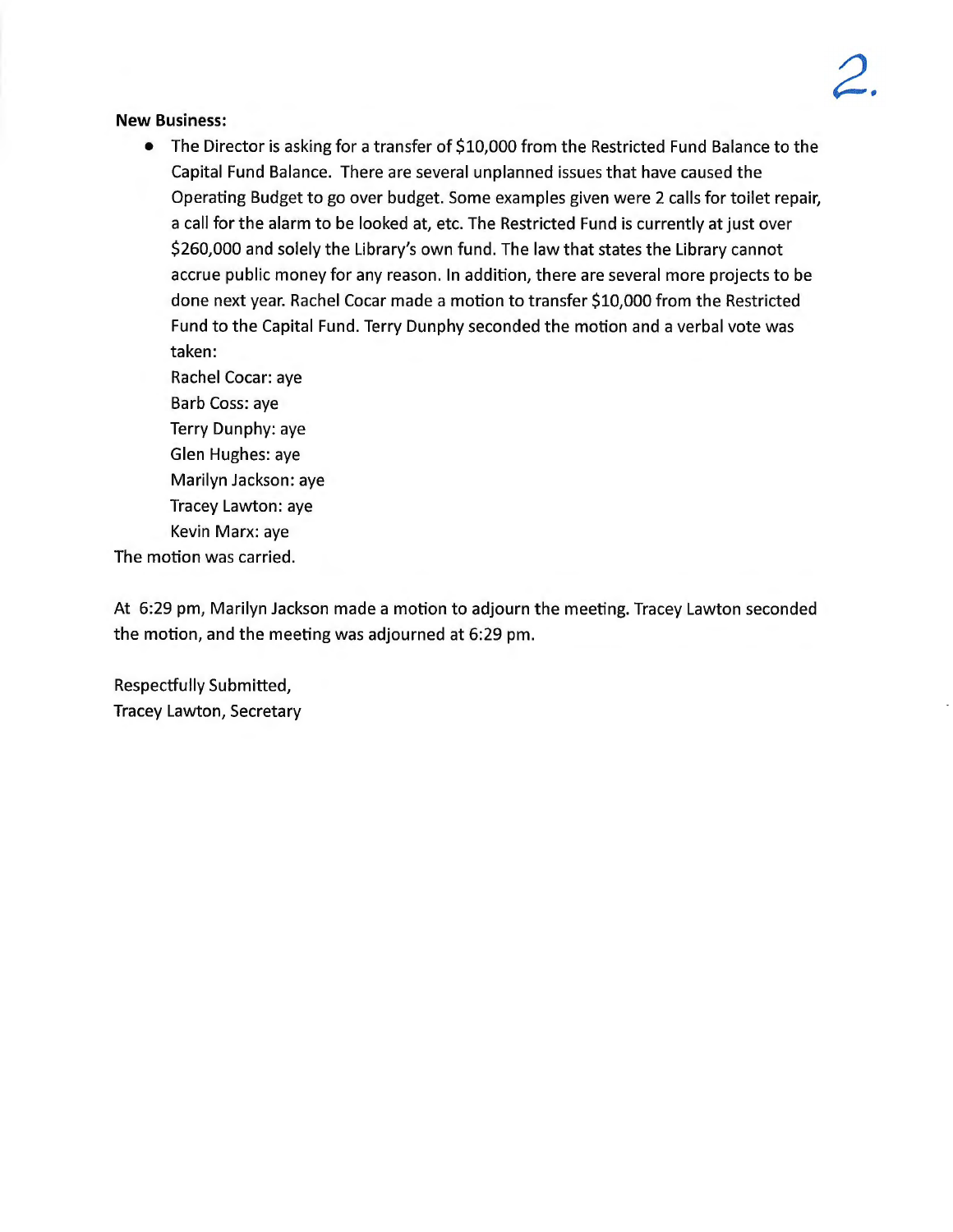**New Business:**

- The Director is asking for a transfer of $10,000 from the Restricted Fund Balance to the Capital Fund Balance. There are several unplanned issues that have caused the Operating Budget to go over budget. Some examples given were 2 calls for toilet repair, a call for the alarm to be looked at, etc. The Restricted Fund is currently at just over $260,000 and solely the Library's own fund. The law that states the Library cannot accrue public money for any reason. In addition, there are several more projects to be done next year. Rachel Cocar made a motion to transfer $10,000 from the Restricted Fund to the Capital Fund. Terry Dunphy seconded the motion and a verbal vote was taken:

  Rachel Cocar: aye
  Barb Coss: aye
  Terry Dunphy: aye
  Glen Hughes: aye
  Marilyn Jackson: aye
  Tracey Lawton: aye
  Kevin Marx: aye

The motion was carried.

At 6:29 pm, Marilyn Jackson made a motion to adjourn the meeting. Tracey Lawton seconded the motion, and the meeting was adjourned at 6:29 pm.

Respectfully Submitted,
Tracey Lawton, Secretary